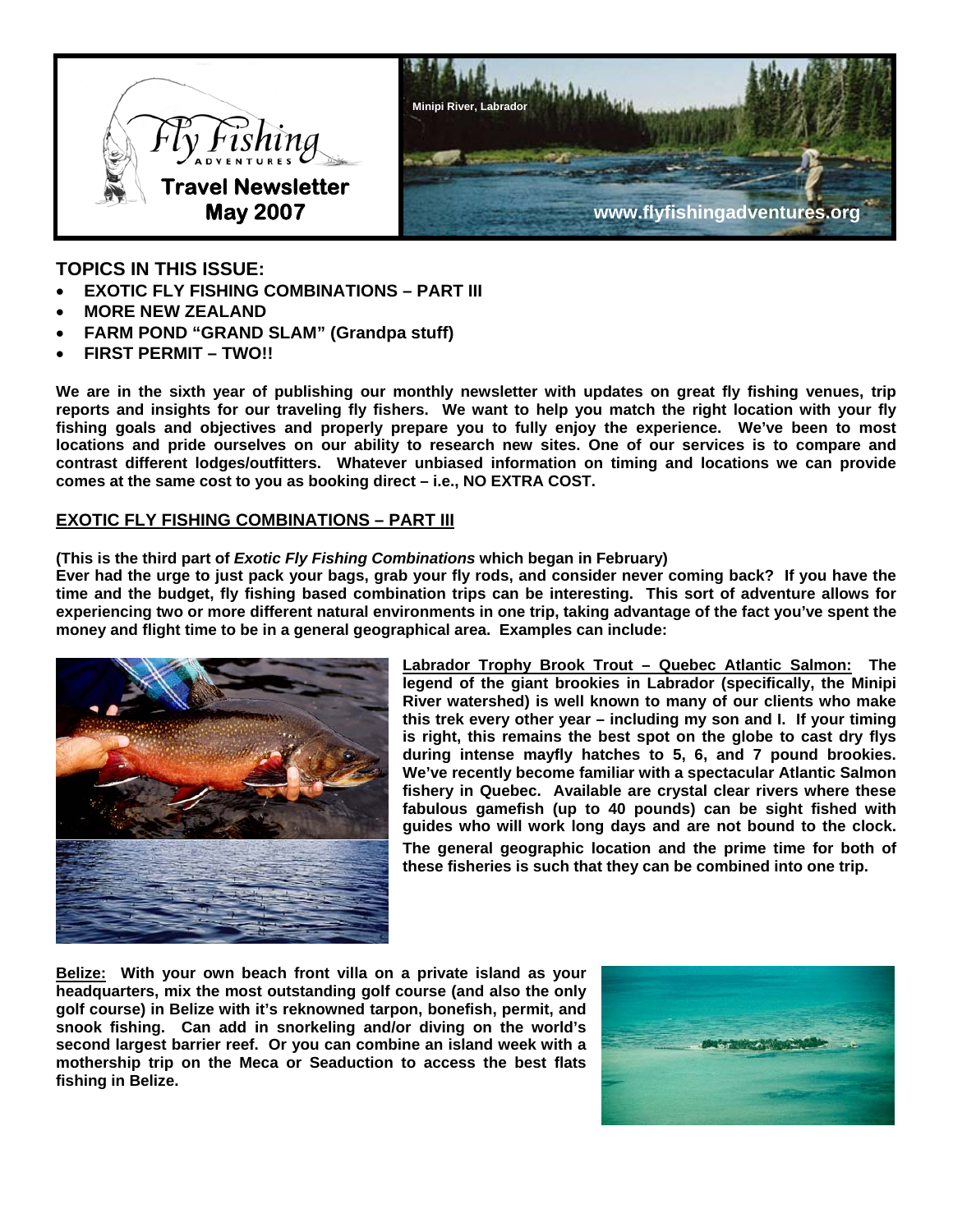# Fly Fishing Adventures

## Travel Newsletter May 2007

Minipi River, Labrador

www.flyfishingadventures.org

### TOPICS IN THIS ISSUE:

- **EXOTIC FLY FISHING COMBINATIONS – PART III**
- **MORE NEW ZEALAND**
- **FARM POND "GRAND SLAM" (Grandpa stuff)**
- **FIRST PERMIT – TWO!!**

**We are in the sixth year of publishing our monthly newsletter with updates on great fly fishing venues, trip reports and insights for our traveling fly fishers. We want to help you match the right location with your fly fishing goals and objectives and properly prepare you to fully enjoy the experience. We've been to most locations and pride ourselves on our ability to research new sites. One of our services is to compare and contrast different lodges/outfitters. Whatever unbiased information on timing and locations we can provide comes at the same cost to you as booking direct – i.e., NO EXTRA COST.**

### EXOTIC FLY FISHING COMBINATIONS – PART III

**(This is the third part of *Exotic Fly Fishing Combinations* which began in February)**

**Ever had the urge to just pack your bags, grab your fly rods, and consider never coming back? If you have the time and the budget, fly fishing based combination trips can be interesting. This sort of adventure allows for experiencing two or more different natural environments in one trip, taking advantage of the fact you've spent the money and flight time to be in a general geographical area. Examples can include:**

**Labrador Trophy Brook Trout – Quebec Atlantic Salmon:** **The legend of the giant brookies in Labrador (specifically, the Minipi River watershed) is well known to many of our clients who make this trek every other year – including my son and I. If your timing is right, this remains the best spot on the globe to cast dry flys during intense mayfly hatches to 5, 6, and 7 pound brookies. We've recently become familiar with a spectacular Atlantic Salmon fishery in Quebec. Available are crystal clear rivers where these fabulous gamefish (up to 40 pounds) can be sight fished with guides who will work long days and are not bound to the clock. The general geographic location and the prime time for both of these fisheries is such that they can be combined into one trip.**

**Belize:** **With your own beach front villa on a private island as your headquarters, mix the most outstanding golf course (and also the only golf course) in Belize with it's reknowned tarpon, bonefish, permit, and snook fishing. Can add in snorkeling and/or diving on the world's second largest barrier reef. Or you can combine an island week with a mothership trip on the Meca or Seaduction to access the best flats fishing in Belize.**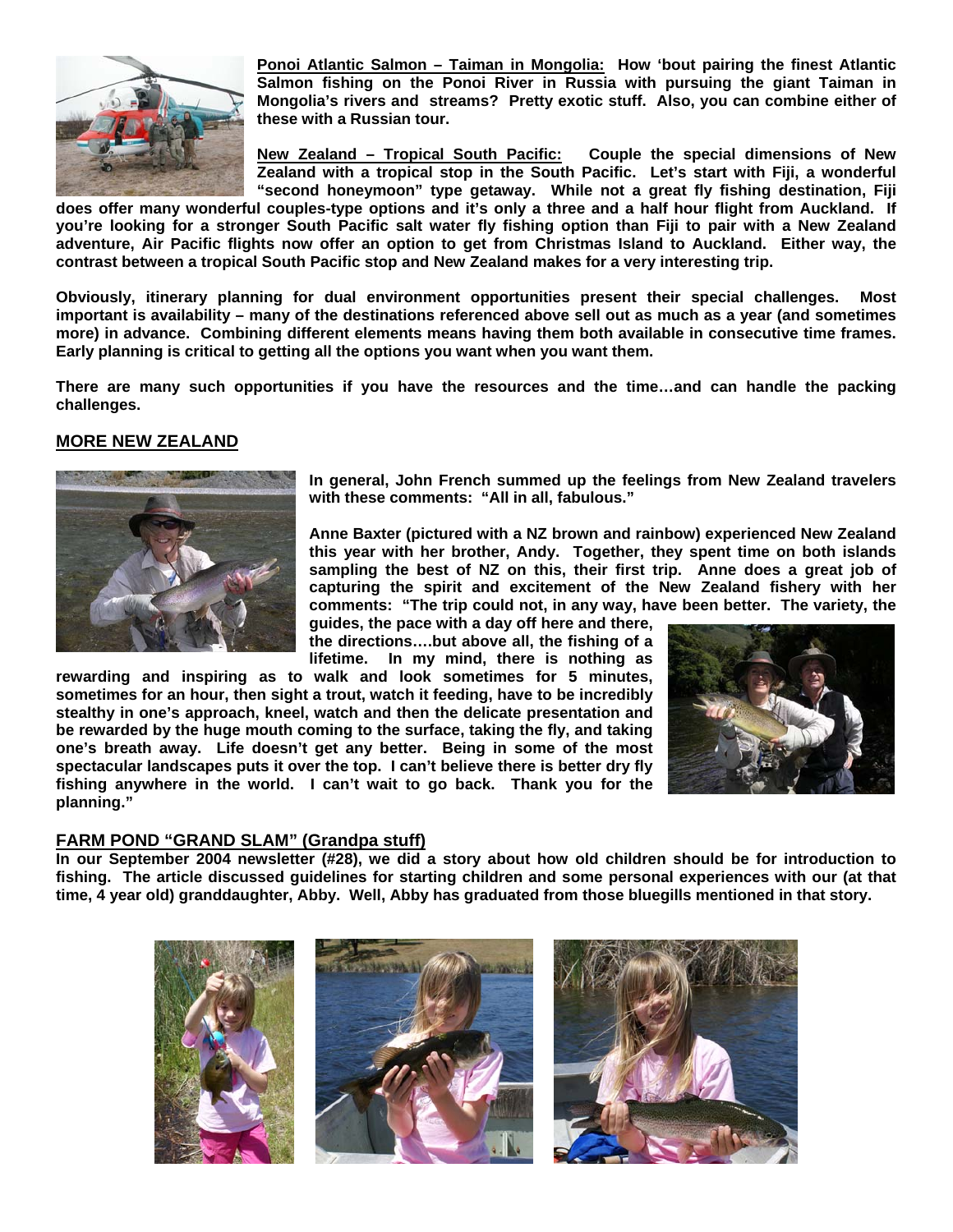**Ponoi Atlantic Salmon – Taiman in Mongolia:** How 'bout pairing the finest Atlantic Salmon fishing on the Ponoi River in Russia with pursuing the giant Taiman in Mongolia's rivers and streams? Pretty exotic stuff. Also, you can combine either of these with a Russian tour.

**New Zealand – Tropical South Pacific:** Couple the special dimensions of New Zealand with a tropical stop in the South Pacific. Let's start with Fiji, a wonderful "second honeymoon" type getaway. While not a great fly fishing destination, Fiji does offer many wonderful couples-type options and it's only a three and a half hour flight from Auckland. If you're looking for a stronger South Pacific salt water fly fishing option than Fiji to pair with a New Zealand adventure, Air Pacific flights now offer an option to get from Christmas Island to Auckland. Either way, the contrast between a tropical South Pacific stop and New Zealand makes for a very interesting trip.

Obviously, itinerary planning for dual environment opportunities present their special challenges. Most important is availability – many of the destinations referenced above sell out as much as a year (and sometimes more) in advance. Combining different elements means having them both available in consecutive time frames. Early planning is critical to getting all the options you want when you want them.

There are many such opportunities if you have the resources and the time…and can handle the packing challenges.

## MORE NEW ZEALAND

In general, John French summed up the feelings from New Zealand travelers with these comments: "All in all, fabulous."

Anne Baxter (pictured with a NZ brown and rainbow) experienced New Zealand this year with her brother, Andy. Together, they spent time on both islands sampling the best of NZ on this, their first trip. Anne does a great job of capturing the spirit and excitement of the New Zealand fishery with her comments: "The trip could not, in any way, have been better. The variety, the guides, the pace with a day off here and there, the directions….but above all, the fishing of a lifetime. In my mind, there is nothing as rewarding and inspiring as to walk and look sometimes for 5 minutes, sometimes for an hour, then sight a trout, watch it feeding, have to be incredibly stealthy in one's approach, kneel, watch and then the delicate presentation and be rewarded by the huge mouth coming to the surface, taking the fly, and taking one's breath away. Life doesn't get any better. Being in some of the most spectacular landscapes puts it over the top. I can't believe there is better dry fly fishing anywhere in the world. I can't wait to go back. Thank you for the planning."

## FARM POND "GRAND SLAM" (Grandpa stuff)

In our September 2004 newsletter (#28), we did a story about how old children should be for introduction to fishing. The article discussed guidelines for starting children and some personal experiences with our (at that time, 4 year old) granddaughter, Abby. Well, Abby has graduated from those bluegills mentioned in that story.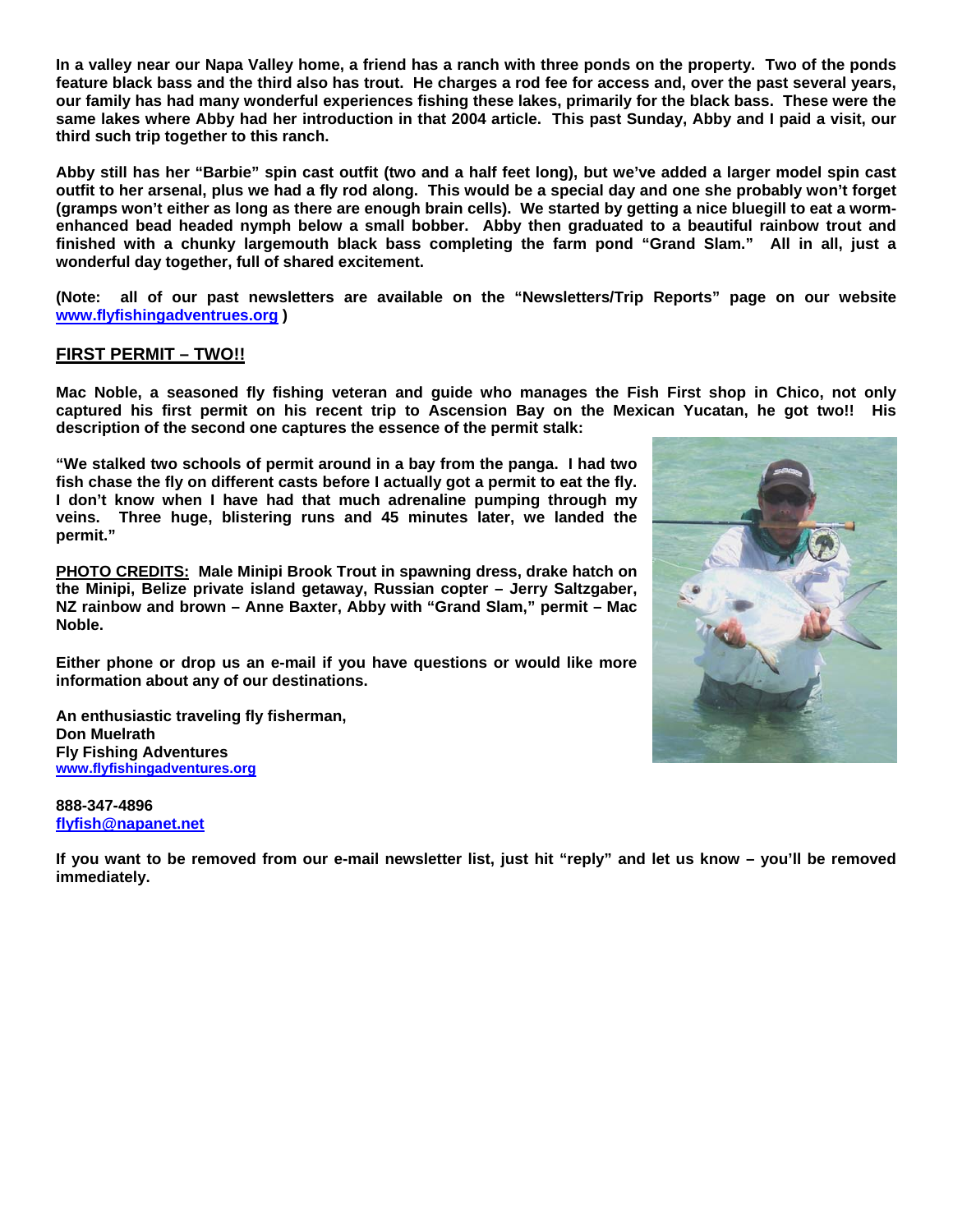**In a valley near our Napa Valley home, a friend has a ranch with three ponds on the property. Two of the ponds feature black bass and the third also has trout. He charges a rod fee for access and, over the past several years, our family has had many wonderful experiences fishing these lakes, primarily for the black bass. These were the same lakes where Abby had her introduction in that 2004 article. This past Sunday, Abby and I paid a visit, our third such trip together to this ranch.**

**Abby still has her "Barbie" spin cast outfit (two and a half feet long), but we've added a larger model spin cast outfit to her arsenal, plus we had a fly rod along. This would be a special day and one she probably won't forget (gramps won't either as long as there are enough brain cells). We started by getting a nice bluegill to eat a worm-enhanced bead headed nymph below a small bobber. Abby then graduated to a beautiful rainbow trout and finished with a chunky largemouth black bass completing the farm pond "Grand Slam." All in all, just a wonderful day together, full of shared excitement.**

**(Note: all of our past newsletters are available on the "Newsletters/Trip Reports" page on our website [www.flyfishingadventrues.org](www.flyfishingadventrues.org) )**

## FIRST PERMIT – TWO!!

**Mac Noble, a seasoned fly fishing veteran and guide who manages the Fish First shop in Chico, not only captured his first permit on his recent trip to Ascension Bay on the Mexican Yucatan, he got two!! His description of the second one captures the essence of the permit stalk:**

**"We stalked two schools of permit around in a bay from the panga. I had two fish chase the fly on different casts before I actually got a permit to eat the fly. I don't know when I have had that much adrenaline pumping through my veins. Three huge, blistering runs and 45 minutes later, we landed the permit."**

**PHOTO CREDITS: Male Minipi Brook Trout in spawning dress, drake hatch on the Minipi, Belize private island getaway, Russian copter – Jerry Saltzgaber, NZ rainbow and brown – Anne Baxter, Abby with "Grand Slam," permit – Mac Noble.**

**Either phone or drop us an e-mail if you have questions or would like more information about any of our destinations.**

**An enthusiastic traveling fly fisherman,
Don Muelrath
Fly Fishing Adventures
[www.flyfishingadventures.org](www.flyfishingadventures.org)**

**888-347-4896
[flyfish@napanet.net](mailto:flyfish@napanet.net)**

**If you want to be removed from our e-mail newsletter list, just hit "reply" and let us know – you'll be removed immediately.**